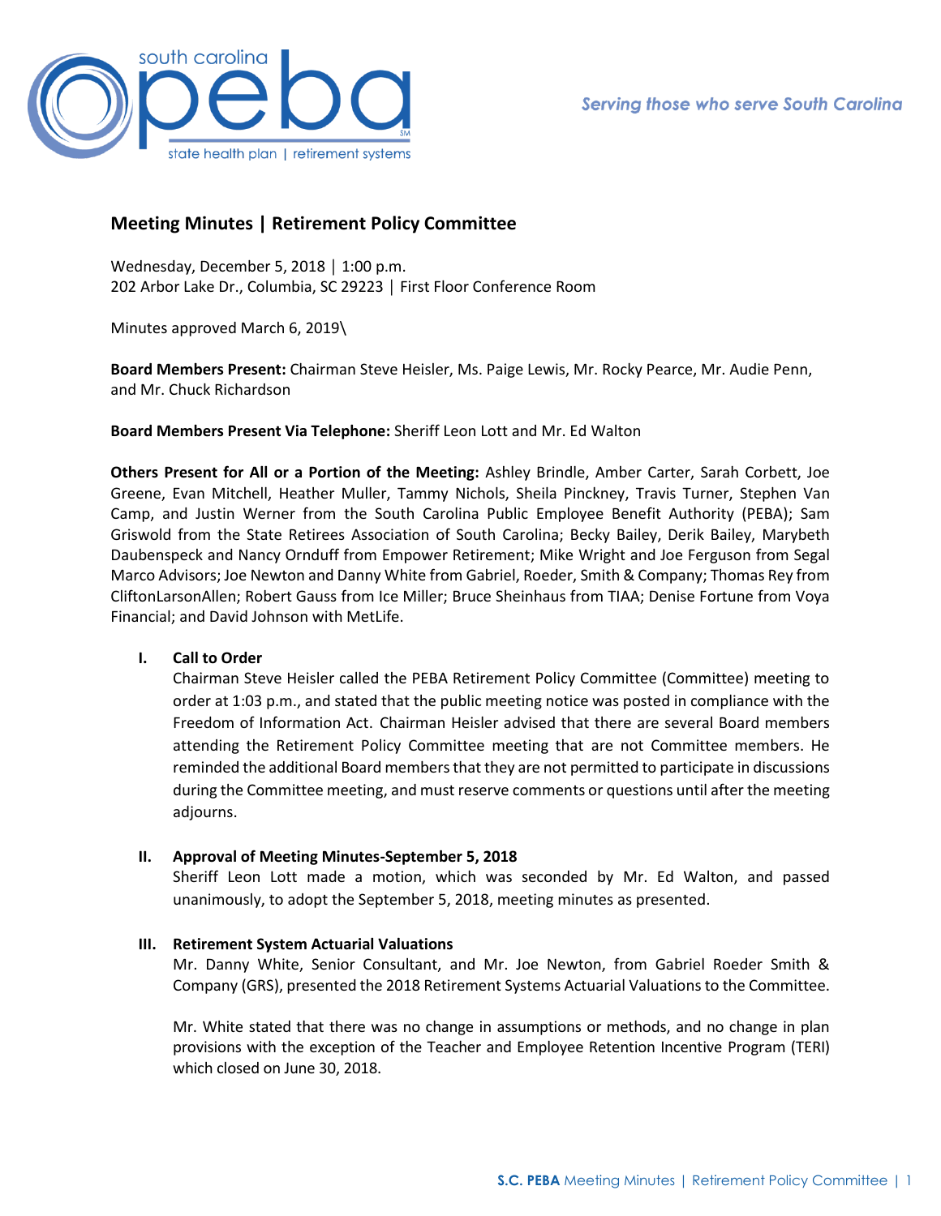Serving those who serve South Carolina

# Meeting Minutes | Retirement Policy Committee

Wednesday, December 5, 2018 | 1:00 p.m.
202 Arbor Lake Dr., Columbia, SC 29223 | First Floor Conference Room

Minutes approved March 6, 2019\

**Board Members Present:** Chairman Steve Heisler, Ms. Paige Lewis, Mr. Rocky Pearce, Mr. Audie Penn, and Mr. Chuck Richardson

**Board Members Present Via Telephone:** Sheriff Leon Lott and Mr. Ed Walton

**Others Present for All or a Portion of the Meeting:** Ashley Brindle, Amber Carter, Sarah Corbett, Joe Greene, Evan Mitchell, Heather Muller, Tammy Nichols, Sheila Pinckney, Travis Turner, Stephen Van Camp, and Justin Werner from the South Carolina Public Employee Benefit Authority (PEBA); Sam Griswold from the State Retirees Association of South Carolina; Becky Bailey, Derik Bailey, Marybeth Daubenspeck and Nancy Ornduff from Empower Retirement; Mike Wright and Joe Ferguson from Segal Marco Advisors; Joe Newton and Danny White from Gabriel, Roeder, Smith & Company; Thomas Rey from CliftonLarsonAllen; Robert Gauss from Ice Miller; Bruce Sheinhaus from TIAA; Denise Fortune from Voya Financial; and David Johnson with MetLife.

## I. Call to Order

Chairman Steve Heisler called the PEBA Retirement Policy Committee (Committee) meeting to order at 1:03 p.m., and stated that the public meeting notice was posted in compliance with the Freedom of Information Act. Chairman Heisler advised that there are several Board members attending the Retirement Policy Committee meeting that are not Committee members. He reminded the additional Board members that they are not permitted to participate in discussions during the Committee meeting, and must reserve comments or questions until after the meeting adjourns.

## II. Approval of Meeting Minutes-September 5, 2018

Sheriff Leon Lott made a motion, which was seconded by Mr. Ed Walton, and passed unanimously, to adopt the September 5, 2018, meeting minutes as presented.

## III. Retirement System Actuarial Valuations

Mr. Danny White, Senior Consultant, and Mr. Joe Newton, from Gabriel Roeder Smith & Company (GRS), presented the 2018 Retirement Systems Actuarial Valuations to the Committee.

Mr. White stated that there was no change in assumptions or methods, and no change in plan provisions with the exception of the Teacher and Employee Retention Incentive Program (TERI) which closed on June 30, 2018.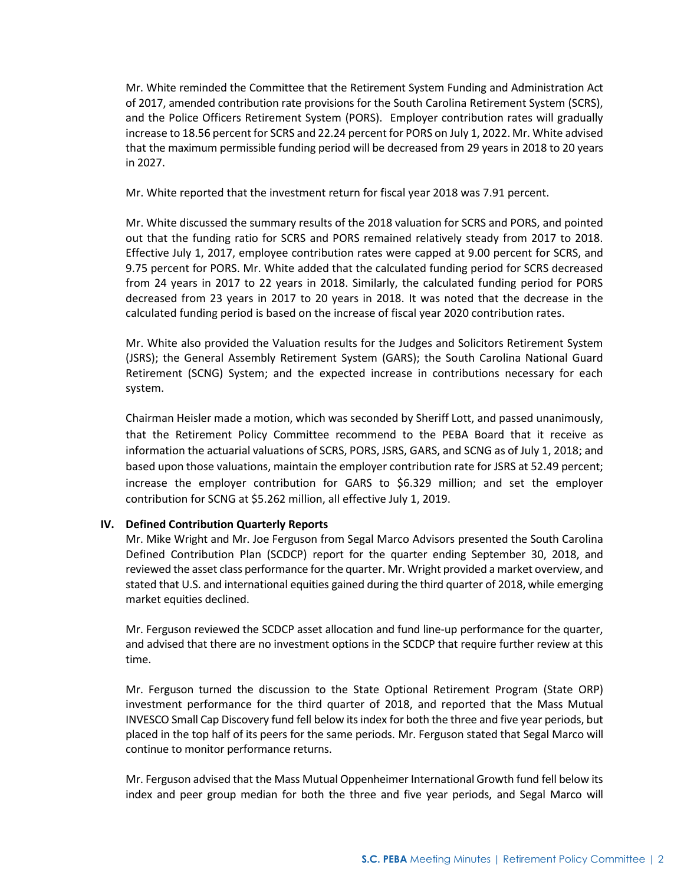Mr. White reminded the Committee that the Retirement System Funding and Administration Act of 2017, amended contribution rate provisions for the South Carolina Retirement System (SCRS), and the Police Officers Retirement System (PORS). Employer contribution rates will gradually increase to 18.56 percent for SCRS and 22.24 percent for PORS on July 1, 2022. Mr. White advised that the maximum permissible funding period will be decreased from 29 years in 2018 to 20 years in 2027.

Mr. White reported that the investment return for fiscal year 2018 was 7.91 percent.

Mr. White discussed the summary results of the 2018 valuation for SCRS and PORS, and pointed out that the funding ratio for SCRS and PORS remained relatively steady from 2017 to 2018. Effective July 1, 2017, employee contribution rates were capped at 9.00 percent for SCRS, and 9.75 percent for PORS. Mr. White added that the calculated funding period for SCRS decreased from 24 years in 2017 to 22 years in 2018. Similarly, the calculated funding period for PORS decreased from 23 years in 2017 to 20 years in 2018. It was noted that the decrease in the calculated funding period is based on the increase of fiscal year 2020 contribution rates.

Mr. White also provided the Valuation results for the Judges and Solicitors Retirement System (JSRS); the General Assembly Retirement System (GARS); the South Carolina National Guard Retirement (SCNG) System; and the expected increase in contributions necessary for each system.

Chairman Heisler made a motion, which was seconded by Sheriff Lott, and passed unanimously, that the Retirement Policy Committee recommend to the PEBA Board that it receive as information the actuarial valuations of SCRS, PORS, JSRS, GARS, and SCNG as of July 1, 2018; and based upon those valuations, maintain the employer contribution rate for JSRS at 52.49 percent; increase the employer contribution for GARS to $6.329 million; and set the employer contribution for SCNG at $5.262 million, all effective July 1, 2019.

## IV. Defined Contribution Quarterly Reports

Mr. Mike Wright and Mr. Joe Ferguson from Segal Marco Advisors presented the South Carolina Defined Contribution Plan (SCDCP) report for the quarter ending September 30, 2018, and reviewed the asset class performance for the quarter. Mr. Wright provided a market overview, and stated that U.S. and international equities gained during the third quarter of 2018, while emerging market equities declined.

Mr. Ferguson reviewed the SCDCP asset allocation and fund line-up performance for the quarter, and advised that there are no investment options in the SCDCP that require further review at this time.

Mr. Ferguson turned the discussion to the State Optional Retirement Program (State ORP) investment performance for the third quarter of 2018, and reported that the Mass Mutual INVESCO Small Cap Discovery fund fell below its index for both the three and five year periods, but placed in the top half of its peers for the same periods. Mr. Ferguson stated that Segal Marco will continue to monitor performance returns.

Mr. Ferguson advised that the Mass Mutual Oppenheimer International Growth fund fell below its index and peer group median for both the three and five year periods, and Segal Marco will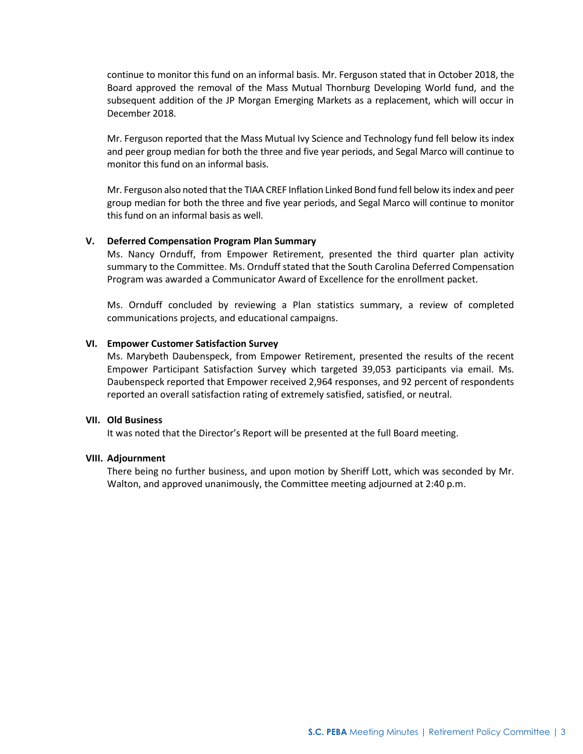continue to monitor this fund on an informal basis. Mr. Ferguson stated that in October 2018, the Board approved the removal of the Mass Mutual Thornburg Developing World fund, and the subsequent addition of the JP Morgan Emerging Markets as a replacement, which will occur in December 2018.

Mr. Ferguson reported that the Mass Mutual Ivy Science and Technology fund fell below its index and peer group median for both the three and five year periods, and Segal Marco will continue to monitor this fund on an informal basis.

Mr. Ferguson also noted that the TIAA CREF Inflation Linked Bond fund fell below its index and peer group median for both the three and five year periods, and Segal Marco will continue to monitor this fund on an informal basis as well.

**V. Deferred Compensation Program Plan Summary**

Ms. Nancy Ornduff, from Empower Retirement, presented the third quarter plan activity summary to the Committee. Ms. Ornduff stated that the South Carolina Deferred Compensation Program was awarded a Communicator Award of Excellence for the enrollment packet.

Ms. Ornduff concluded by reviewing a Plan statistics summary, a review of completed communications projects, and educational campaigns.

**VI. Empower Customer Satisfaction Survey**

Ms. Marybeth Daubenspeck, from Empower Retirement, presented the results of the recent Empower Participant Satisfaction Survey which targeted 39,053 participants via email. Ms. Daubenspeck reported that Empower received 2,964 responses, and 92 percent of respondents reported an overall satisfaction rating of extremely satisfied, satisfied, or neutral.

**VII. Old Business**

It was noted that the Director's Report will be presented at the full Board meeting.

**VIII. Adjournment**

There being no further business, and upon motion by Sheriff Lott, which was seconded by Mr. Walton, and approved unanimously, the Committee meeting adjourned at 2:40 p.m.